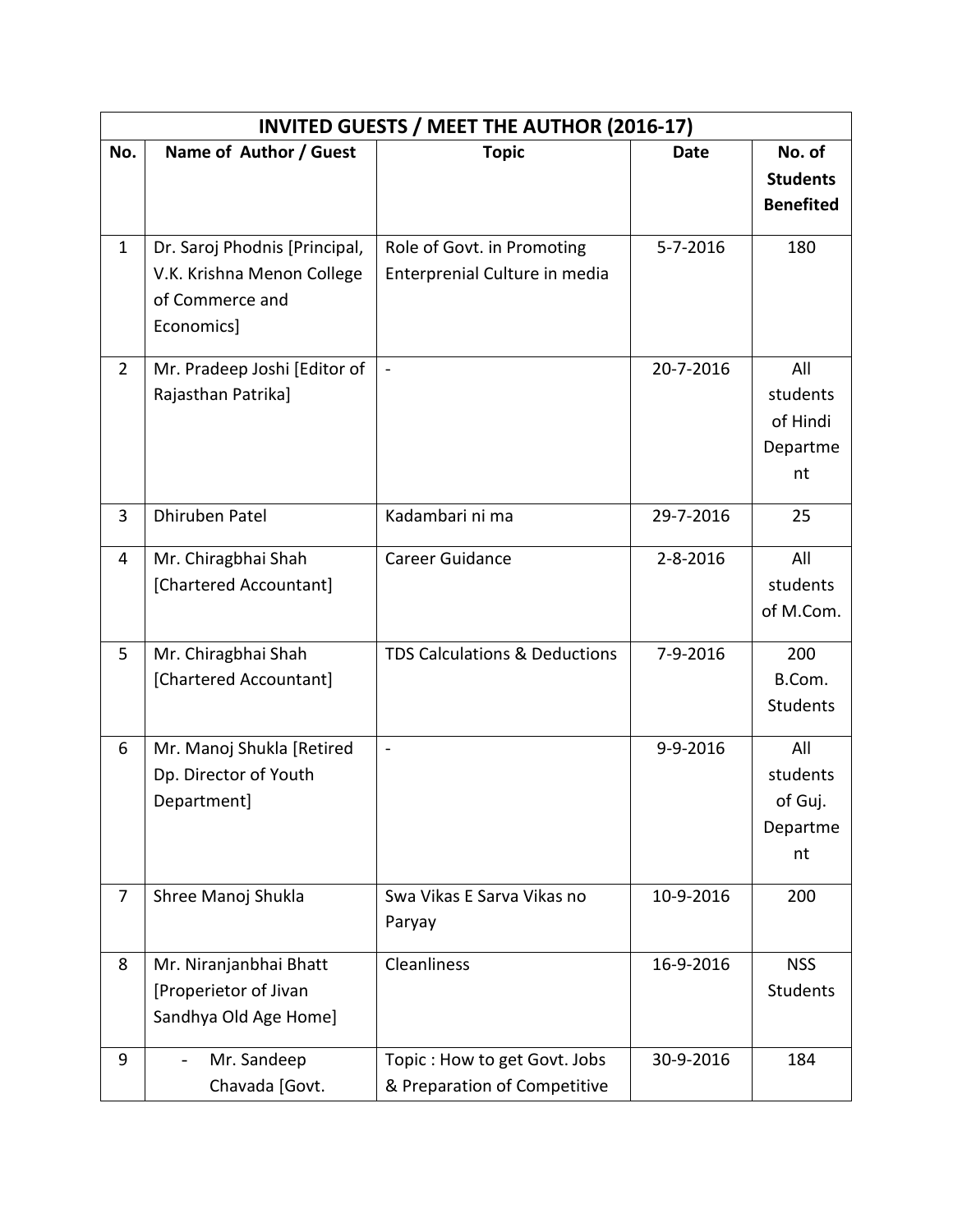| INVITED GUESTS / MEET THE AUTHOR (2016-17) | | | | |
|---|---|---|---|---|
| **No.** | **Name of Author / Guest** | **Topic** | **Date** | **No. of Students Benefited** |
| 1 | Dr. Saroj Phodnis [Principal, V.K. Krishna Menon College of Commerce and Economics] | Role of Govt. in Promoting Enterprenial Culture in media | 5-7-2016 | 180 |
| 2 | Mr. Pradeep Joshi [Editor of Rajasthan Patrika] | - | 20-7-2016 | All students of Hindi Department |
| 3 | Dhiruben Patel | Kadambari ni ma | 29-7-2016 | 25 |
| 4 | Mr. Chiragbhai Shah [Chartered Accountant] | Career Guidance | 2-8-2016 | All students of M.Com. |
| 5 | Mr. Chiragbhai Shah [Chartered Accountant] | TDS Calculations & Deductions | 7-9-2016 | 200 B.Com. Students |
| 6 | Mr. Manoj Shukla [Retired Dp. Director of Youth Department] | - | 9-9-2016 | All students of Guj. Department |
| 7 | Shree Manoj Shukla | Swa Vikas E Sarva Vikas no Paryay | 10-9-2016 | 200 |
| 8 | Mr. Niranjanbhai Bhatt [Properietor of Jivan Sandhya Old Age Home] | Cleanliness | 16-9-2016 | NSS Students |
| 9 | - Mr. Sandeep Chavada [Govt. | Topic : How to get Govt. Jobs & Preparation of Competitive | 30-9-2016 | 184 |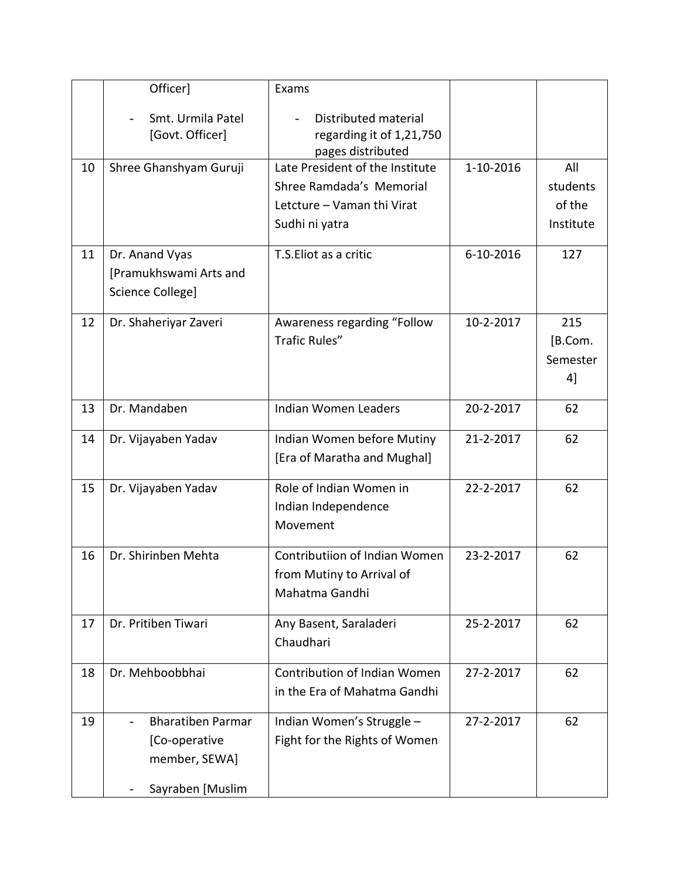| | | | | |
|---|---|---|---|---|
| | Officer]<br>- Smt. Urmila Patel [Govt. Officer] | Exams<br>- Distributed material regarding it of 1,21,750 pages distributed | | |
| 10 | Shree Ghanshyam Guruji | Late President of the Institute Shree Ramdada's Memorial Letcture – Vaman thi Virat Sudhi ni yatra | 1-10-2016 | All students of the Institute |
| 11 | Dr. Anand Vyas [Pramukhswami Arts and Science College] | T.S.Eliot as a critic | 6-10-2016 | 127 |
| 12 | Dr. Shaheriyar Zaveri | Awareness regarding "Follow Trafic Rules" | 10-2-2017 | 215 [B.Com. Semester 4] |
| 13 | Dr. Mandaben | Indian Women Leaders | 20-2-2017 | 62 |
| 14 | Dr. Vijayaben Yadav | Indian Women before Mutiny [Era of Maratha and Mughal] | 21-2-2017 | 62 |
| 15 | Dr. Vijayaben Yadav | Role of Indian Women in Indian Independence Movement | 22-2-2017 | 62 |
| 16 | Dr. Shirinben Mehta | Contributiion of Indian Women from Mutiny to Arrival of Mahatma Gandhi | 23-2-2017 | 62 |
| 17 | Dr. Pritiben Tiwari | Any Basent, Saraladeri Chaudhari | 25-2-2017 | 62 |
| 18 | Dr. Mehboobbhai | Contribution of Indian Women in the Era of Mahatma Gandhi | 27-2-2017 | 62 |
| 19 | - Bharatiben Parmar [Co-operative member, SEWA]<br>- Sayraben [Muslim | Indian Women's Struggle – Fight for the Rights of Women | 27-2-2017 | 62 |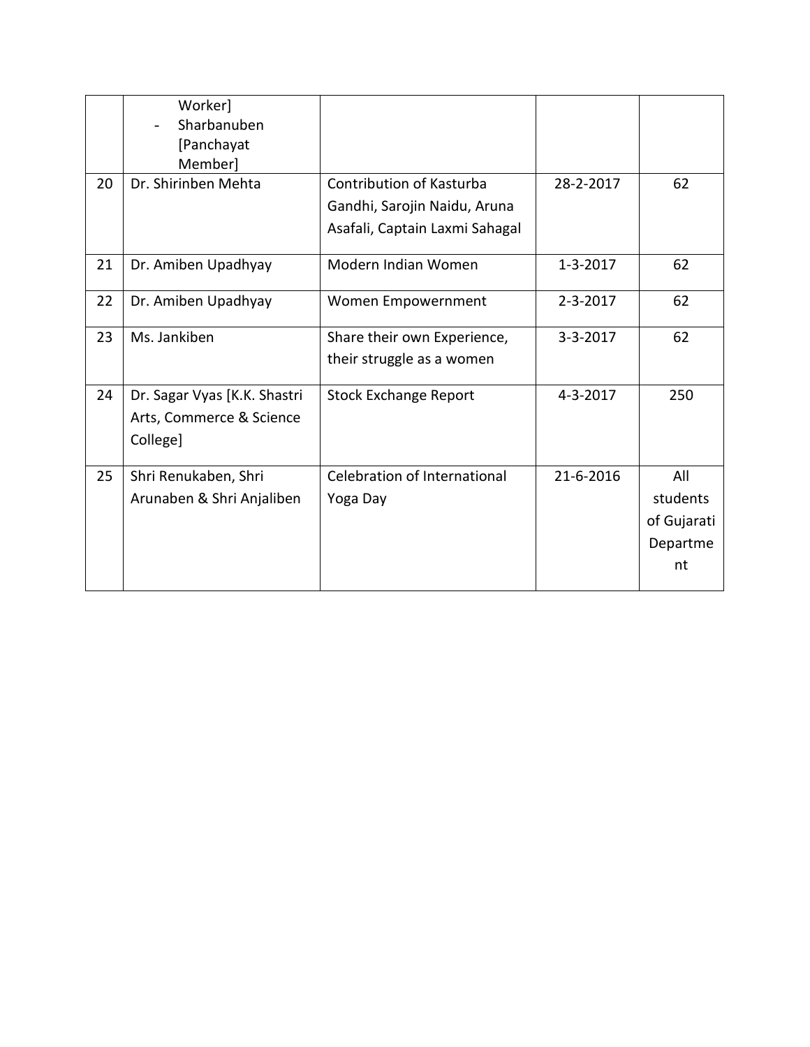| | | | | |
|---|---|---|---|---|
| | Worker] - Sharbanuben [Panchayat Member] | | | |
| 20 | Dr. Shirinben Mehta | Contribution of Kasturba Gandhi, Sarojin Naidu, Aruna Asafali, Captain Laxmi Sahagal | 28-2-2017 | 62 |
| 21 | Dr. Amiben Upadhyay | Modern Indian Women | 1-3-2017 | 62 |
| 22 | Dr. Amiben Upadhyay | Women Empowernment | 2-3-2017 | 62 |
| 23 | Ms. Jankiben | Share their own Experience, their struggle as a women | 3-3-2017 | 62 |
| 24 | Dr. Sagar Vyas [K.K. Shastri Arts, Commerce & Science College] | Stock Exchange Report | 4-3-2017 | 250 |
| 25 | Shri Renukaben, Shri Arunaben & Shri Anjaliben | Celebration of International Yoga Day | 21-6-2016 | All students of Gujarati Department |